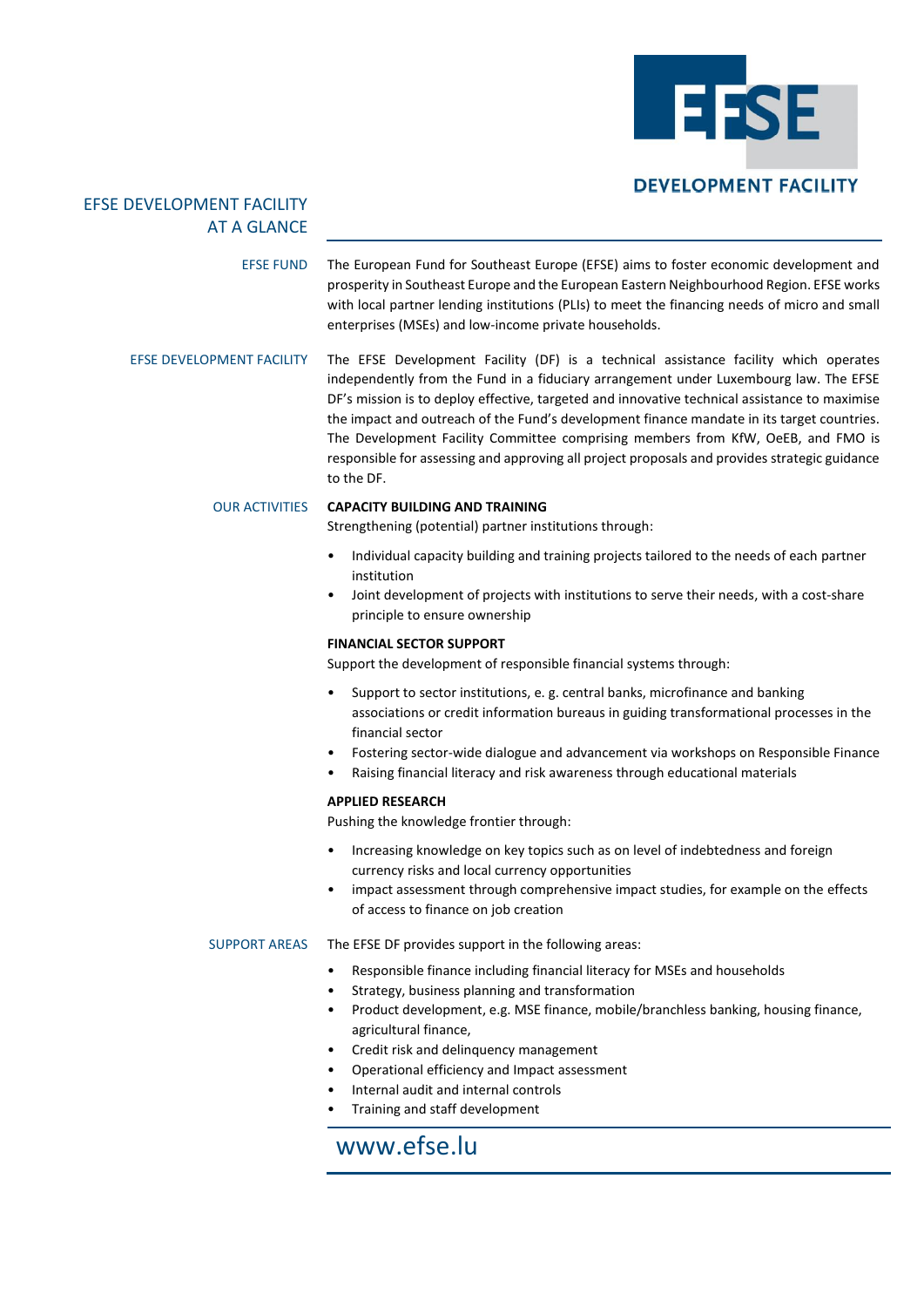# EFSE DEVELOPMENT FACILITY AT A GLANCE

## EFSE FUND

The European Fund for Southeast Europe (EFSE) aims to foster economic development and prosperity in Southeast Europe and the European Eastern Neighbourhood Region. EFSE works with local partner lending institutions (PLIs) to meet the financing needs of micro and small enterprises (MSEs) and low-income private households.

## EFSE DEVELOPMENT FACILITY

The EFSE Development Facility (DF) is a technical assistance facility which operates independently from the Fund in a fiduciary arrangement under Luxembourg law. The EFSE DF's mission is to deploy effective, targeted and innovative technical assistance to maximise the impact and outreach of the Fund's development finance mandate in its target countries. The Development Facility Committee comprising members from KfW, OeEB, and FMO is responsible for assessing and approving all project proposals and provides strategic guidance to the DF.

## OUR ACTIVITIES

**CAPACITY BUILDING AND TRAINING**

Strengthening (potential) partner institutions through:

- Individual capacity building and training projects tailored to the needs of each partner institution
- Joint development of projects with institutions to serve their needs, with a cost-share principle to ensure ownership

**FINANCIAL SECTOR SUPPORT**

Support the development of responsible financial systems through:

- Support to sector institutions, e. g. central banks, microfinance and banking associations or credit information bureaus in guiding transformational processes in the financial sector
- Fostering sector-wide dialogue and advancement via workshops on Responsible Finance
- Raising financial literacy and risk awareness through educational materials

**APPLIED RESEARCH**

Pushing the knowledge frontier through:

- Increasing knowledge on key topics such as on level of indebtedness and foreign currency risks and local currency opportunities
- impact assessment through comprehensive impact studies, for example on the effects of access to finance on job creation

## SUPPORT AREAS

The EFSE DF provides support in the following areas:

- Responsible finance including financial literacy for MSEs and households
- Strategy, business planning and transformation
- Product development, e.g. MSE finance, mobile/branchless banking, housing finance, agricultural finance,
- Credit risk and delinquency management
- Operational efficiency and Impact assessment
- Internal audit and internal controls
- Training and staff development

www.efse.lu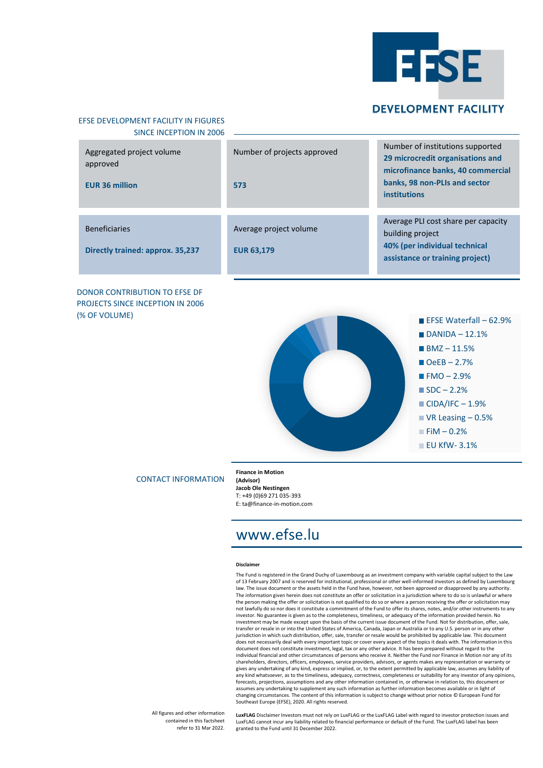EFSE

DEVELOPMENT FACILITY

## EFSE DEVELOPMENT FACILITY IN FIGURES SINCE INCEPTION IN 2006

| | | |
|---|---|---|
| Aggregated project volume approved<br>**EUR 36 million** | Number of projects approved<br>**573** | Number of institutions supported<br>**29 microcredit organisations and microfinance banks, 40 commercial banks, 98 non-PLIs and sector institutions** |
| Beneficiaries<br>**Directly trained: approx. 35,237** | Average project volume<br>**EUR 63,179** | Average PLI cost share per capacity building project<br>**40% (per individual technical assistance or training project)** |

## DONOR CONTRIBUTION TO EFSE DF PROJECTS SINCE INCEPTION IN 2006 (% OF VOLUME)

EFSE Waterfall – 62.9%
DANIDA – 12.1%
BMZ – 11.5%
OeEB – 2.7%
FMO – 2.9%
SDC – 2.2%
CIDA/IFC – 1.9%
VR Leasing – 0.5%
FiM – 0.2%
EU KfW- 3.1%

## CONTACT INFORMATION

**Finance in Motion**
**(Advisor)**
**Jacob Ole Nestingen**
T: +49 (0)69 271 035-393
E: ta@finance-in-motion.com

# www.efse.lu

**Disclaimer**

The Fund is registered in the Grand Duchy of Luxembourg as an investment company with variable capital subject to the Law of 13 February 2007 and is reserved for institutional, professional or other well-informed investors as defined by Luxembourg law. The issue document or the assets held in the Fund have, however, not been approved or disapproved by any authority. The information given herein does not constitute an offer or solicitation in a jurisdiction where to do so is unlawful or where the person making the offer or solicitation is not qualified to do so or where a person receiving the offer or solicitation may not lawfully do so nor does it constitute a commitment of the Fund to offer its shares, notes, and/or other instruments to any investor. No guarantee is given as to the completeness, timeliness, or adequacy of the information provided herein. No investment may be made except upon the basis of the current issue document of the Fund. Not for distribution, offer, sale, transfer or resale in or into the United States of America, Canada, Japan or Australia or to any U.S. person or in any other jurisdiction in which such distribution, offer, sale, transfer or resale would be prohibited by applicable law. This document does not necessarily deal with every important topic or cover every aspect of the topics it deals with. The information in this document does not constitute investment, legal, tax or any other advice. It has been prepared without regard to the individual financial and other circumstances of persons who receive it. Neither the Fund nor Finance in Motion nor any of its shareholders, directors, officers, employees, service providers, advisors, or agents makes any representation or warranty or gives any undertaking of any kind, express or implied, or, to the extent permitted by applicable law, assumes any liability of any kind whatsoever, as to the timeliness, adequacy, correctness, completeness or suitability for any investor of any opinions, forecasts, projections, assumptions and any other information contained in, or otherwise in relation to, this document or assumes any undertaking to supplement any such information as further information becomes available or in light of changing circumstances. The content of this information is subject to change without prior notice © European Fund for Southeast Europe (EFSE), 2020. All rights reserved.

All figures and other information contained in this factsheet refer to 31 Mar 2022.

**LuxFLAG** Disclaimer Investors must not rely on LuxFLAG or the LuxFLAG Label with regard to investor protection issues and LuxFLAG cannot incur any liability related to financial performance or default of the Fund. The LuxFLAG label has been granted to the Fund until 31 December 2022.